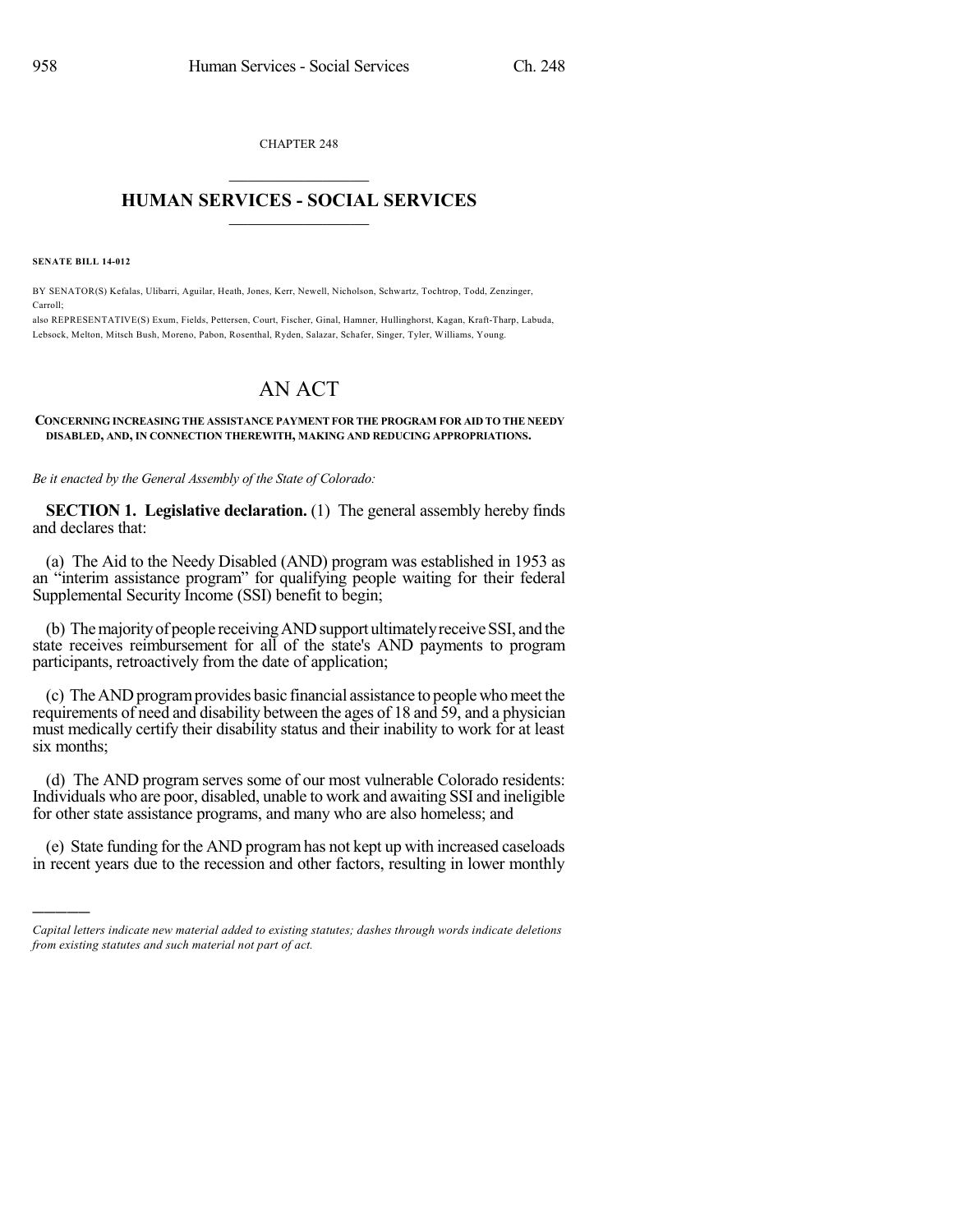CHAPTER 248

# HUMAN SERVICES - SOCIAL SERVICES

**SENATE BILL 14-012**

BY SENATOR(S) Kefalas, Ulibarri, Aguilar, Heath, Jones, Kerr, Newell, Nicholson, Schwartz, Tochtrop, Todd, Zenzinger, Carroll;

also REPRESENTATIVE(S) Exum, Fields, Pettersen, Court, Fischer, Ginal, Hamner, Hullinghorst, Kagan, Kraft-Tharp, Labuda, Lebsock, Melton, Mitsch Bush, Moreno, Pabon, Rosenthal, Ryden, Salazar, Schafer, Singer, Tyler, Williams, Young.

# AN ACT

**CONCERNING INCREASING THE ASSISTANCE PAYMENT FOR THE PROGRAM FOR AID TO THE NEEDY DISABLED, AND, IN CONNECTION THEREWITH, MAKING AND REDUCING APPROPRIATIONS.**

*Be it enacted by the General Assembly of the State of Colorado:*

**SECTION 1. Legislative declaration.** (1) The general assembly hereby finds and declares that:

(a) The Aid to the Needy Disabled (AND) program was established in 1953 as an "interim assistance program" for qualifying people waiting for their federal Supplemental Security Income (SSI) benefit to begin;

(b) The majority of people receiving AND support ultimately receive SSI, and the state receives reimbursement for all of the state's AND payments to program participants, retroactively from the date of application;

(c) The AND program provides basic financial assistance to people who meet the requirements of need and disability between the ages of 18 and 59, and a physician must medically certify their disability status and their inability to work for at least six months;

(d) The AND program serves some of our most vulnerable Colorado residents: Individuals who are poor, disabled, unable to work and awaiting SSI and ineligible for other state assistance programs, and many who are also homeless; and

(e) State funding for the AND program has not kept up with increased caseloads in recent years due to the recession and other factors, resulting in lower monthly

*Capital letters indicate new material added to existing statutes; dashes through words indicate deletions from existing statutes and such material not part of act.*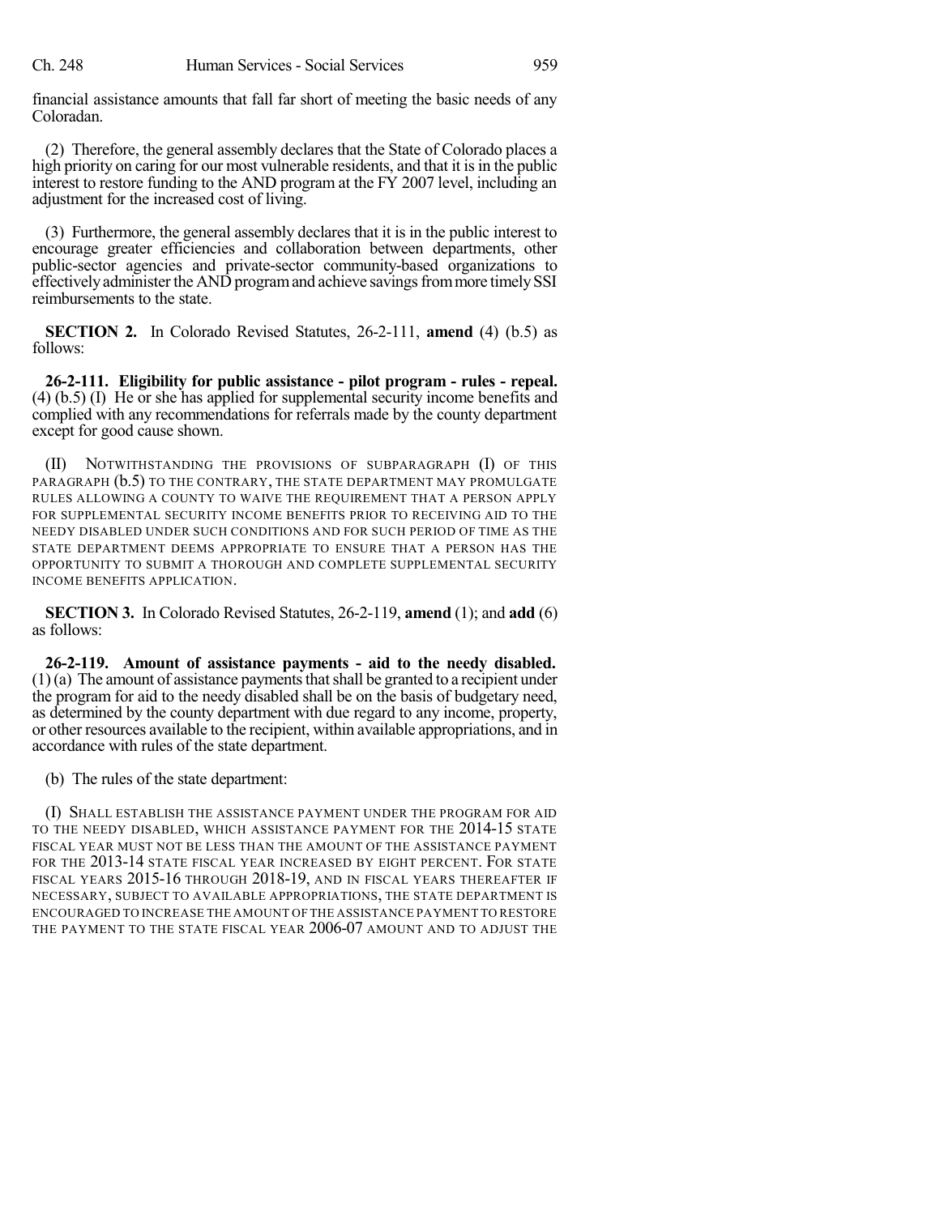financial assistance amounts that fall far short of meeting the basic needs of any Coloradan.

(2) Therefore, the general assembly declares that the State of Colorado places a high priority on caring for our most vulnerable residents, and that it is in the public interest to restore funding to the AND program at the FY 2007 level, including an adjustment for the increased cost of living.

(3) Furthermore, the general assembly declares that it is in the public interest to encourage greater efficiencies and collaboration between departments, other public-sector agencies and private-sector community-based organizations to effectively administer the AND program and achieve savings from more timely SSI reimbursements to the state.

**SECTION 2.** In Colorado Revised Statutes, 26-2-111, **amend** (4) (b.5) as follows:

**26-2-111. Eligibility for public assistance - pilot program - rules - repeal.** (4) (b.5) (I) He or she has applied for supplemental security income benefits and complied with any recommendations for referrals made by the county department except for good cause shown.

(II) NOTWITHSTANDING THE PROVISIONS OF SUBPARAGRAPH (I) OF THIS PARAGRAPH (b.5) TO THE CONTRARY, THE STATE DEPARTMENT MAY PROMULGATE RULES ALLOWING A COUNTY TO WAIVE THE REQUIREMENT THAT A PERSON APPLY FOR SUPPLEMENTAL SECURITY INCOME BENEFITS PRIOR TO RECEIVING AID TO THE NEEDY DISABLED UNDER SUCH CONDITIONS AND FOR SUCH PERIOD OF TIME AS THE STATE DEPARTMENT DEEMS APPROPRIATE TO ENSURE THAT A PERSON HAS THE OPPORTUNITY TO SUBMIT A THOROUGH AND COMPLETE SUPPLEMENTAL SECURITY INCOME BENEFITS APPLICATION.

**SECTION 3.** In Colorado Revised Statutes, 26-2-119, **amend** (1); and **add** (6) as follows:

**26-2-119. Amount of assistance payments - aid to the needy disabled.** (1) (a) The amount of assistance payments that shall be granted to a recipient under the program for aid to the needy disabled shall be on the basis of budgetary need, as determined by the county department with due regard to any income, property, or other resources available to the recipient, within available appropriations, and in accordance with rules of the state department.

(b) The rules of the state department:

(I) SHALL ESTABLISH THE ASSISTANCE PAYMENT UNDER THE PROGRAM FOR AID TO THE NEEDY DISABLED, WHICH ASSISTANCE PAYMENT FOR THE 2014-15 STATE FISCAL YEAR MUST NOT BE LESS THAN THE AMOUNT OF THE ASSISTANCE PAYMENT FOR THE 2013-14 STATE FISCAL YEAR INCREASED BY EIGHT PERCENT. FOR STATE FISCAL YEARS 2015-16 THROUGH 2018-19, AND IN FISCAL YEARS THEREAFTER IF NECESSARY, SUBJECT TO AVAILABLE APPROPRIATIONS, THE STATE DEPARTMENT IS ENCOURAGED TO INCREASE THE AMOUNT OF THE ASSISTANCE PAYMENT TO RESTORE THE PAYMENT TO THE STATE FISCAL YEAR 2006-07 AMOUNT AND TO ADJUST THE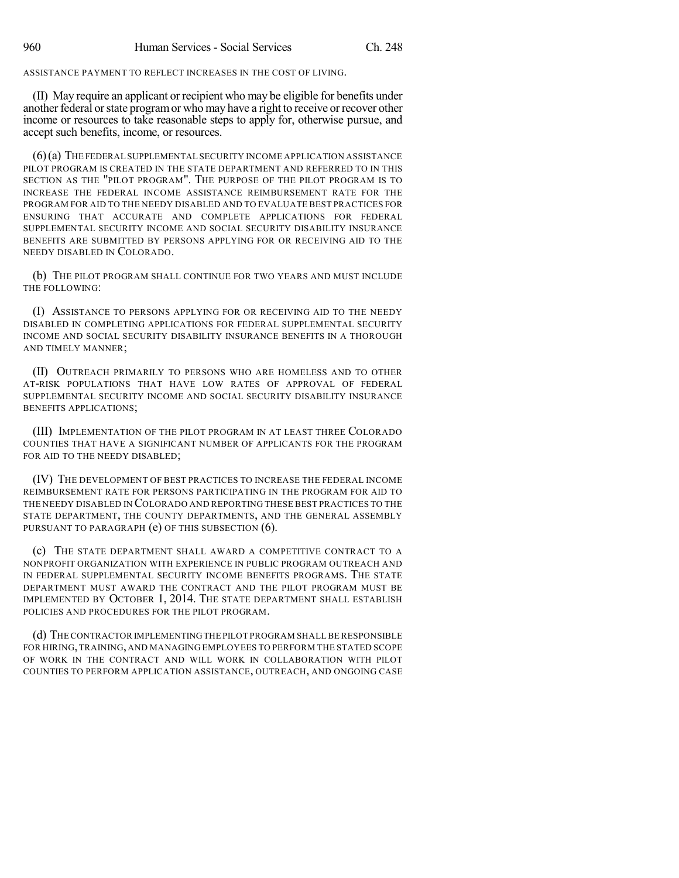ASSISTANCE PAYMENT TO REFLECT INCREASES IN THE COST OF LIVING.

(II) May require an applicant or recipient who may be eligible for benefits under another federal or state program or who may have a right to receive or recover other income or resources to take reasonable steps to apply for, otherwise pursue, and accept such benefits, income, or resources.

(6) (a) THE FEDERAL SUPPLEMENTAL SECURITY INCOME APPLICATION ASSISTANCE PILOT PROGRAM IS CREATED IN THE STATE DEPARTMENT AND REFERRED TO IN THIS SECTION AS THE "PILOT PROGRAM". THE PURPOSE OF THE PILOT PROGRAM IS TO INCREASE THE FEDERAL INCOME ASSISTANCE REIMBURSEMENT RATE FOR THE PROGRAM FOR AID TO THE NEEDY DISABLED AND TO EVALUATE BEST PRACTICES FOR ENSURING THAT ACCURATE AND COMPLETE APPLICATIONS FOR FEDERAL SUPPLEMENTAL SECURITY INCOME AND SOCIAL SECURITY DISABILITY INSURANCE BENEFITS ARE SUBMITTED BY PERSONS APPLYING FOR OR RECEIVING AID TO THE NEEDY DISABLED IN COLORADO.

(b) THE PILOT PROGRAM SHALL CONTINUE FOR TWO YEARS AND MUST INCLUDE THE FOLLOWING:

(I) ASSISTANCE TO PERSONS APPLYING FOR OR RECEIVING AID TO THE NEEDY DISABLED IN COMPLETING APPLICATIONS FOR FEDERAL SUPPLEMENTAL SECURITY INCOME AND SOCIAL SECURITY DISABILITY INSURANCE BENEFITS IN A THOROUGH AND TIMELY MANNER;

(II) OUTREACH PRIMARILY TO PERSONS WHO ARE HOMELESS AND TO OTHER AT-RISK POPULATIONS THAT HAVE LOW RATES OF APPROVAL OF FEDERAL SUPPLEMENTAL SECURITY INCOME AND SOCIAL SECURITY DISABILITY INSURANCE BENEFITS APPLICATIONS;

(III) IMPLEMENTATION OF THE PILOT PROGRAM IN AT LEAST THREE COLORADO COUNTIES THAT HAVE A SIGNIFICANT NUMBER OF APPLICANTS FOR THE PROGRAM FOR AID TO THE NEEDY DISABLED;

(IV) THE DEVELOPMENT OF BEST PRACTICES TO INCREASE THE FEDERAL INCOME REIMBURSEMENT RATE FOR PERSONS PARTICIPATING IN THE PROGRAM FOR AID TO THE NEEDY DISABLED IN COLORADO AND REPORTING THESE BEST PRACTICES TO THE STATE DEPARTMENT, THE COUNTY DEPARTMENTS, AND THE GENERAL ASSEMBLY PURSUANT TO PARAGRAPH (e) OF THIS SUBSECTION (6).

(c) THE STATE DEPARTMENT SHALL AWARD A COMPETITIVE CONTRACT TO A NONPROFIT ORGANIZATION WITH EXPERIENCE IN PUBLIC PROGRAM OUTREACH AND IN FEDERAL SUPPLEMENTAL SECURITY INCOME BENEFITS PROGRAMS. THE STATE DEPARTMENT MUST AWARD THE CONTRACT AND THE PILOT PROGRAM MUST BE IMPLEMENTED BY OCTOBER 1, 2014. THE STATE DEPARTMENT SHALL ESTABLISH POLICIES AND PROCEDURES FOR THE PILOT PROGRAM.

(d) THE CONTRACTOR IMPLEMENTING THE PILOT PROGRAM SHALL BE RESPONSIBLE FOR HIRING, TRAINING, AND MANAGING EMPLOYEES TO PERFORM THE STATED SCOPE OF WORK IN THE CONTRACT AND WILL WORK IN COLLABORATION WITH PILOT COUNTIES TO PERFORM APPLICATION ASSISTANCE, OUTREACH, AND ONGOING CASE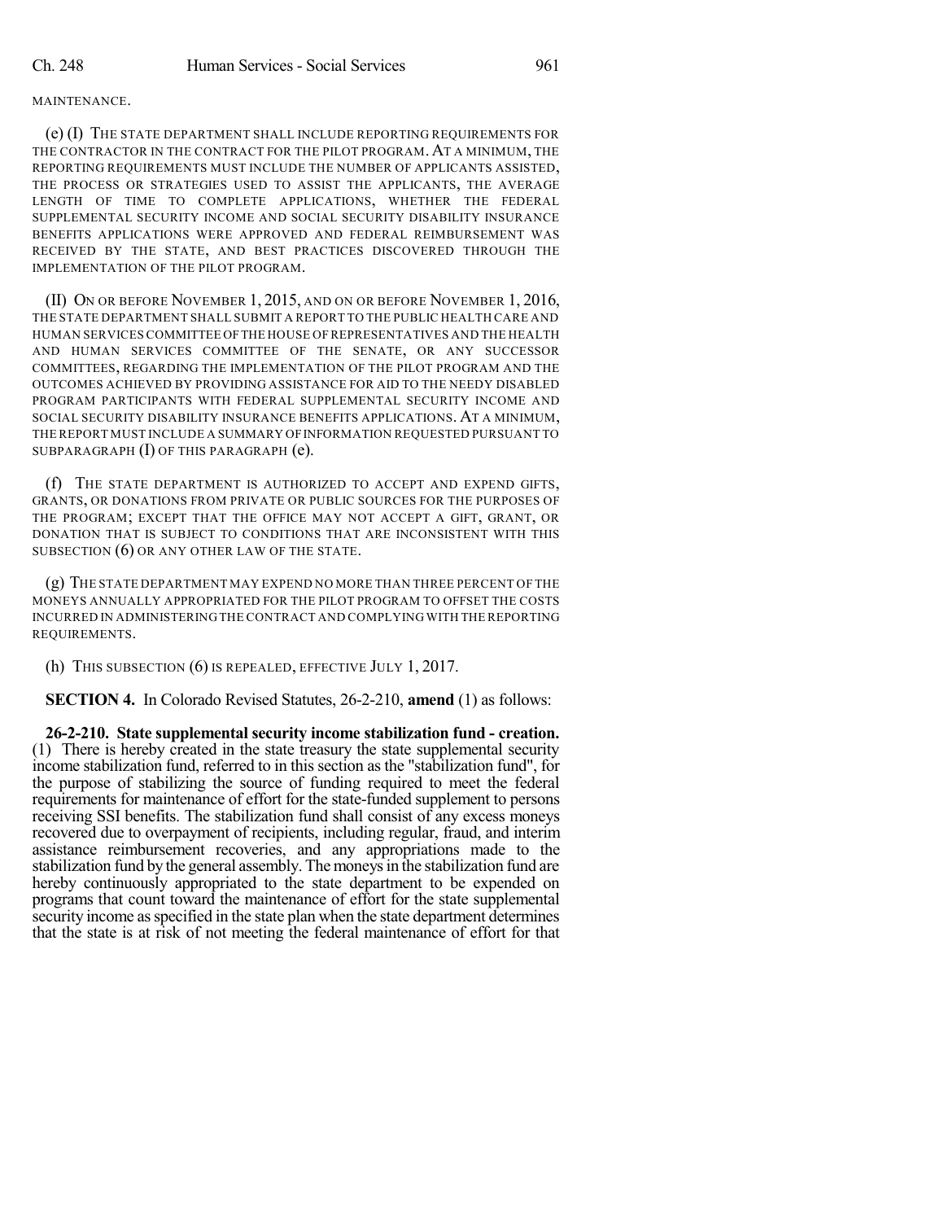MAINTENANCE.

(e) (I) THE STATE DEPARTMENT SHALL INCLUDE REPORTING REQUIREMENTS FOR THE CONTRACTOR IN THE CONTRACT FOR THE PILOT PROGRAM. AT A MINIMUM, THE REPORTING REQUIREMENTS MUST INCLUDE THE NUMBER OF APPLICANTS ASSISTED, THE PROCESS OR STRATEGIES USED TO ASSIST THE APPLICANTS, THE AVERAGE LENGTH OF TIME TO COMPLETE APPLICATIONS, WHETHER THE FEDERAL SUPPLEMENTAL SECURITY INCOME AND SOCIAL SECURITY DISABILITY INSURANCE BENEFITS APPLICATIONS WERE APPROVED AND FEDERAL REIMBURSEMENT WAS RECEIVED BY THE STATE, AND BEST PRACTICES DISCOVERED THROUGH THE IMPLEMENTATION OF THE PILOT PROGRAM.

(II) ON OR BEFORE NOVEMBER 1, 2015, AND ON OR BEFORE NOVEMBER 1, 2016, THE STATE DEPARTMENT SHALL SUBMIT A REPORT TO THE PUBLIC HEALTH CARE AND HUMAN SERVICES COMMITTEE OF THE HOUSE OF REPRESENTATIVES AND THE HEALTH AND HUMAN SERVICES COMMITTEE OF THE SENATE, OR ANY SUCCESSOR COMMITTEES, REGARDING THE IMPLEMENTATION OF THE PILOT PROGRAM AND THE OUTCOMES ACHIEVED BY PROVIDING ASSISTANCE FOR AID TO THE NEEDY DISABLED PROGRAM PARTICIPANTS WITH FEDERAL SUPPLEMENTAL SECURITY INCOME AND SOCIAL SECURITY DISABILITY INSURANCE BENEFITS APPLICATIONS. AT A MINIMUM, THE REPORT MUST INCLUDE A SUMMARY OF INFORMATION REQUESTED PURSUANT TO SUBPARAGRAPH (I) OF THIS PARAGRAPH (e).

(f) THE STATE DEPARTMENT IS AUTHORIZED TO ACCEPT AND EXPEND GIFTS, GRANTS, OR DONATIONS FROM PRIVATE OR PUBLIC SOURCES FOR THE PURPOSES OF THE PROGRAM; EXCEPT THAT THE OFFICE MAY NOT ACCEPT A GIFT, GRANT, OR DONATION THAT IS SUBJECT TO CONDITIONS THAT ARE INCONSISTENT WITH THIS SUBSECTION (6) OR ANY OTHER LAW OF THE STATE.

(g) THE STATE DEPARTMENT MAY EXPEND NO MORE THAN THREE PERCENT OF THE MONEYS ANNUALLY APPROPRIATED FOR THE PILOT PROGRAM TO OFFSET THE COSTS INCURRED IN ADMINISTERING THE CONTRACT AND COMPLYING WITH THE REPORTING REQUIREMENTS.

(h) THIS SUBSECTION (6) IS REPEALED, EFFECTIVE JULY 1, 2017.

**SECTION 4.** In Colorado Revised Statutes, 26-2-210, **amend** (1) as follows:

**26-2-210. State supplemental security income stabilization fund - creation.** (1) There is hereby created in the state treasury the state supplemental security income stabilization fund, referred to in this section as the "stabilization fund", for the purpose of stabilizing the source of funding required to meet the federal requirements for maintenance of effort for the state-funded supplement to persons receiving SSI benefits. The stabilization fund shall consist of any excess moneys recovered due to overpayment of recipients, including regular, fraud, and interim assistance reimbursement recoveries, and any appropriations made to the stabilization fund by the general assembly. The moneys in the stabilization fund are hereby continuously appropriated to the state department to be expended on programs that count toward the maintenance of effort for the state supplemental security income as specified in the state plan when the state department determines that the state is at risk of not meeting the federal maintenance of effort for that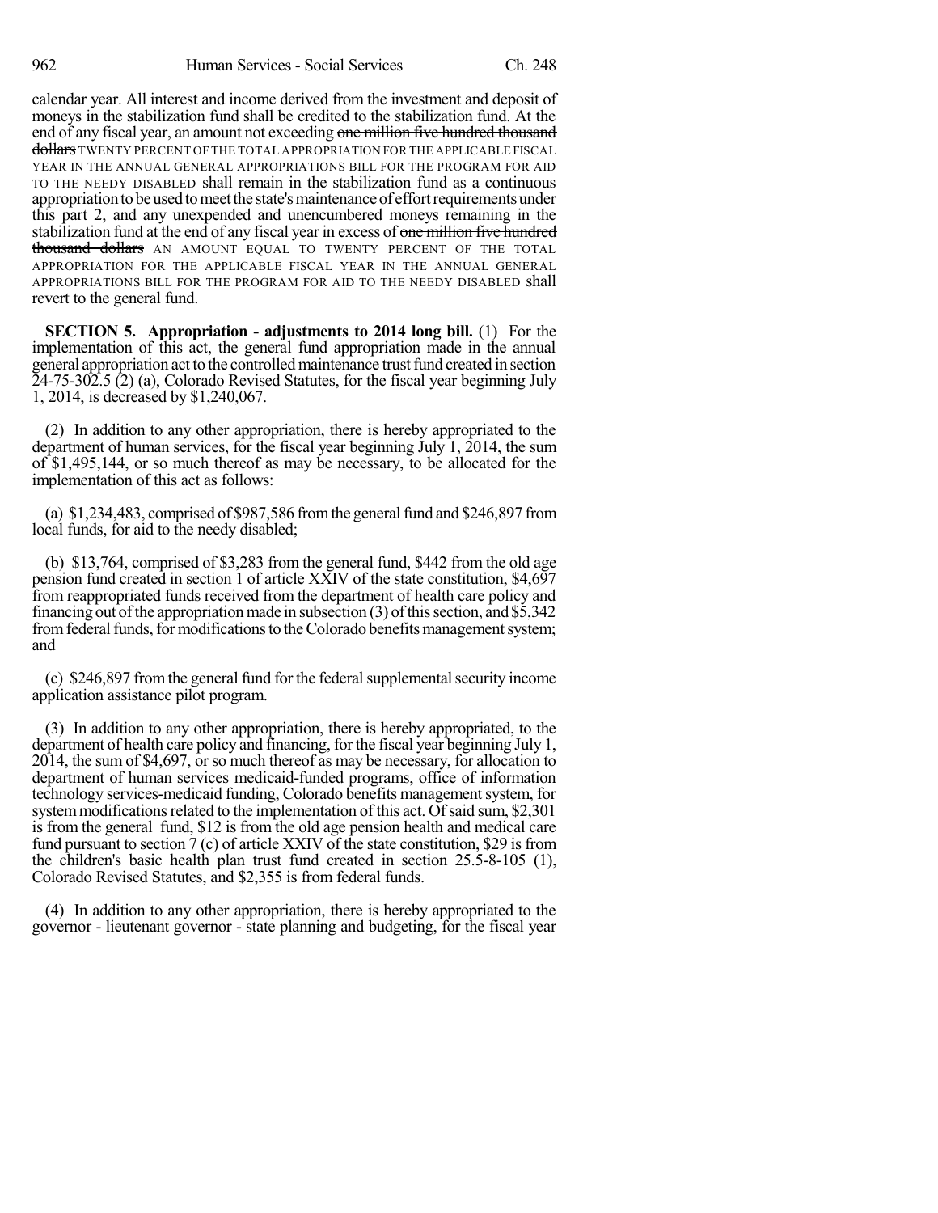calendar year. All interest and income derived from the investment and deposit of moneys in the stabilization fund shall be credited to the stabilization fund. At the end of any fiscal year, an amount not exceeding ~~one million five hundred thousand dollars~~ TWENTY PERCENT OF THE TOTAL APPROPRIATION FOR THE APPLICABLE FISCAL YEAR IN THE ANNUAL GENERAL APPROPRIATIONS BILL FOR THE PROGRAM FOR AID TO THE NEEDY DISABLED shall remain in the stabilization fund as a continuous appropriation to be used to meet the state's maintenance of effort requirements under this part 2, and any unexpended and unencumbered moneys remaining in the stabilization fund at the end of any fiscal year in excess of ~~one million five hundred thousand dollars~~ AN AMOUNT EQUAL TO TWENTY PERCENT OF THE TOTAL APPROPRIATION FOR THE APPLICABLE FISCAL YEAR IN THE ANNUAL GENERAL APPROPRIATIONS BILL FOR THE PROGRAM FOR AID TO THE NEEDY DISABLED shall revert to the general fund.

**SECTION 5. Appropriation - adjustments to 2014 long bill.** (1) For the implementation of this act, the general fund appropriation made in the annual general appropriation act to the controlled maintenance trust fund created in section 24-75-302.5 (2) (a), Colorado Revised Statutes, for the fiscal year beginning July 1, 2014, is decreased by $1,240,067.

(2) In addition to any other appropriation, there is hereby appropriated to the department of human services, for the fiscal year beginning July 1, 2014, the sum of $1,495,144, or so much thereof as may be necessary, to be allocated for the implementation of this act as follows:

(a) $1,234,483, comprised of $987,586 from the general fund and $246,897 from local funds, for aid to the needy disabled;

(b) $13,764, comprised of $3,283 from the general fund, $442 from the old age pension fund created in section 1 of article XXIV of the state constitution, $4,697 from reappropriated funds received from the department of health care policy and financing out of the appropriation made in subsection (3) of this section, and $5,342 from federal funds, for modifications to the Colorado benefits management system; and

(c) $246,897 from the general fund for the federal supplemental security income application assistance pilot program.

(3) In addition to any other appropriation, there is hereby appropriated, to the department of health care policy and financing, for the fiscal year beginning July 1, 2014, the sum of $4,697, or so much thereof as may be necessary, for allocation to department of human services medicaid-funded programs, office of information technology services-medicaid funding, Colorado benefits management system, for system modifications related to the implementation of this act. Of said sum, $2,301 is from the general fund, $12 is from the old age pension health and medical care fund pursuant to section 7 (c) of article XXIV of the state constitution, $29 is from the children's basic health plan trust fund created in section 25.5-8-105 (1), Colorado Revised Statutes, and $2,355 is from federal funds.

(4) In addition to any other appropriation, there is hereby appropriated to the governor - lieutenant governor - state planning and budgeting, for the fiscal year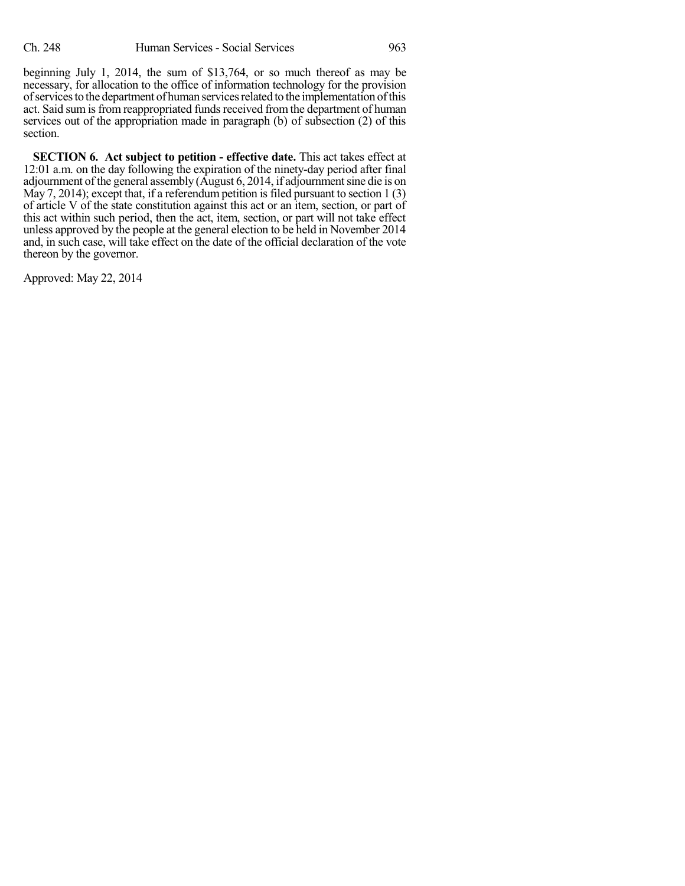beginning July 1, 2014, the sum of $13,764, or so much thereof as may be necessary, for allocation to the office of information technology for the provision of services to the department of human services related to the implementation of this act. Said sum is from reappropriated funds received from the department of human services out of the appropriation made in paragraph (b) of subsection (2) of this section.

**SECTION 6. Act subject to petition - effective date.** This act takes effect at 12:01 a.m. on the day following the expiration of the ninety-day period after final adjournment of the general assembly (August 6, 2014, if adjournment sine die is on May 7, 2014); except that, if a referendum petition is filed pursuant to section 1 (3) of article V of the state constitution against this act or an item, section, or part of this act within such period, then the act, item, section, or part will not take effect unless approved by the people at the general election to be held in November 2014 and, in such case, will take effect on the date of the official declaration of the vote thereon by the governor.

Approved: May 22, 2014